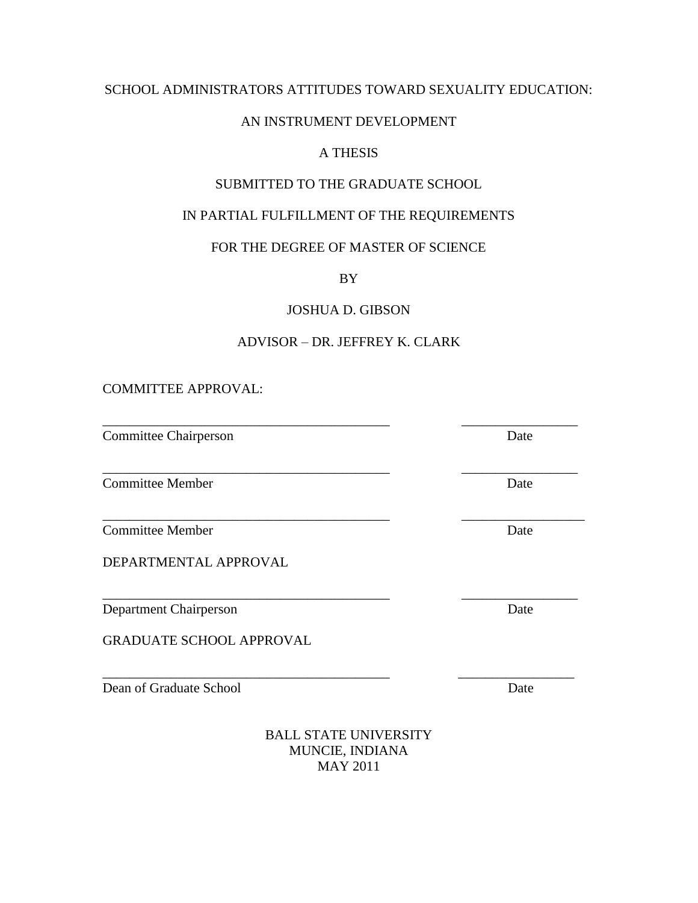# SCHOOL ADMINISTRATORS ATTITUDES TOWARD SEXUALITY EDUCATION:

# AN INSTRUMENT DEVELOPMENT

A THESIS

SUBMITTED TO THE GRADUATE SCHOOL

IN PARTIAL FULFILLMENT OF THE REQUIREMENTS

FOR THE DEGREE OF MASTER OF SCIENCE

BY

JOSHUA D. GIBSON

ADVISOR – DR. JEFFREY K. CLARK

COMMITTEE APPROVAL:

_____________________________________________ _________________
Committee Chairperson Date

_____________________________________________ _________________
Committee Member Date

_____________________________________________ __________________
Committee Member Date

DEPARTMENTAL APPROVAL

_____________________________________________ _________________
Department Chairperson Date

GRADUATE SCHOOL APPROVAL

_____________________________________________ _________________
Dean of Graduate School Date

BALL STATE UNIVERSITY
MUNCIE, INDIANA
MAY 2011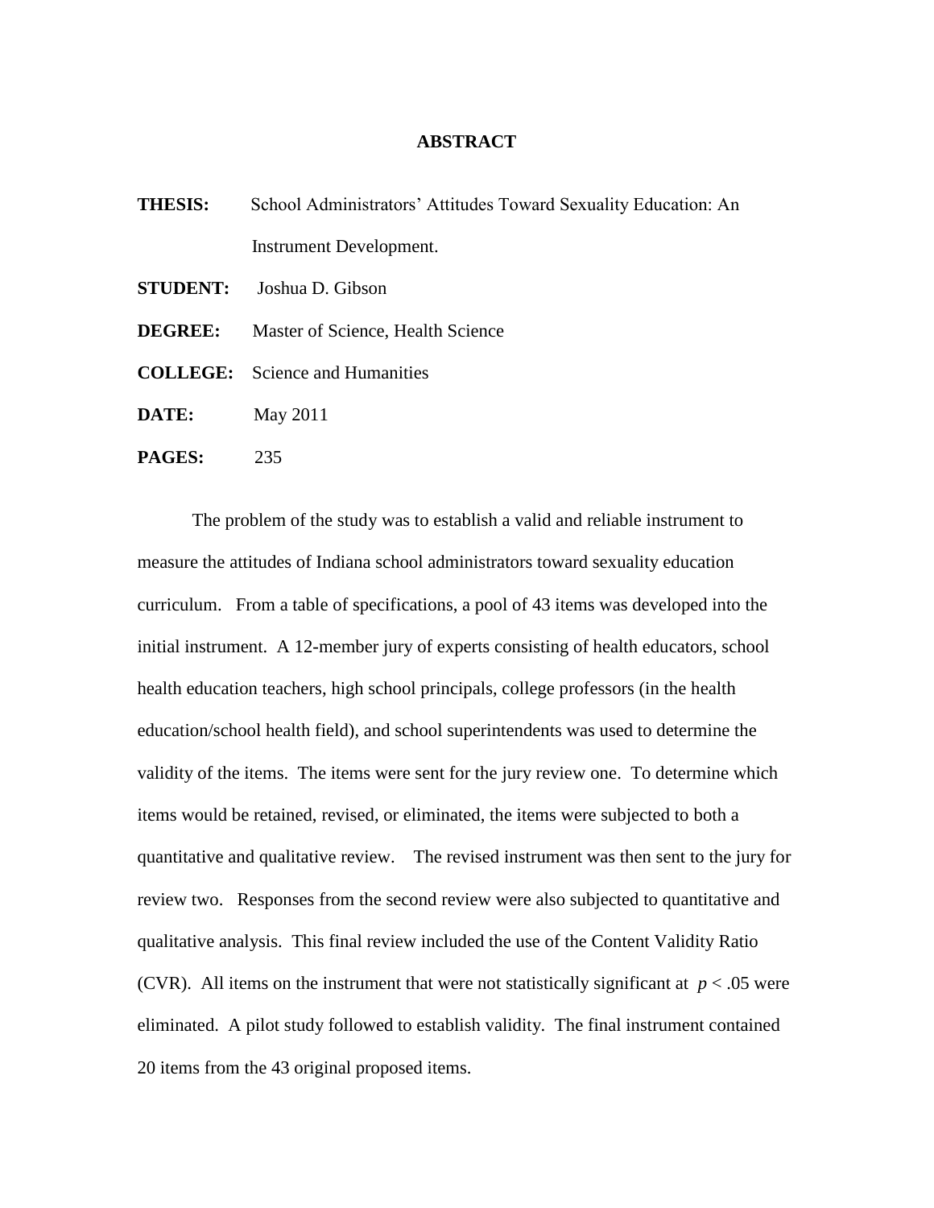# ABSTRACT

**THESIS:** School Administrators' Attitudes Toward Sexuality Education: An Instrument Development.

**STUDENT:** Joshua D. Gibson

**DEGREE:** Master of Science, Health Science

**COLLEGE:** Science and Humanities

**DATE:** May 2011

**PAGES:** 235

The problem of the study was to establish a valid and reliable instrument to measure the attitudes of Indiana school administrators toward sexuality education curriculum. From a table of specifications, a pool of 43 items was developed into the initial instrument. A 12-member jury of experts consisting of health educators, school health education teachers, high school principals, college professors (in the health education/school health field), and school superintendents was used to determine the validity of the items. The items were sent for the jury review one. To determine which items would be retained, revised, or eliminated, the items were subjected to both a quantitative and qualitative review. The revised instrument was then sent to the jury for review two. Responses from the second review were also subjected to quantitative and qualitative analysis. This final review included the use of the Content Validity Ratio (CVR). All items on the instrument that were not statistically significant at $p < .05$ were eliminated. A pilot study followed to establish validity. The final instrument contained 20 items from the 43 original proposed items.